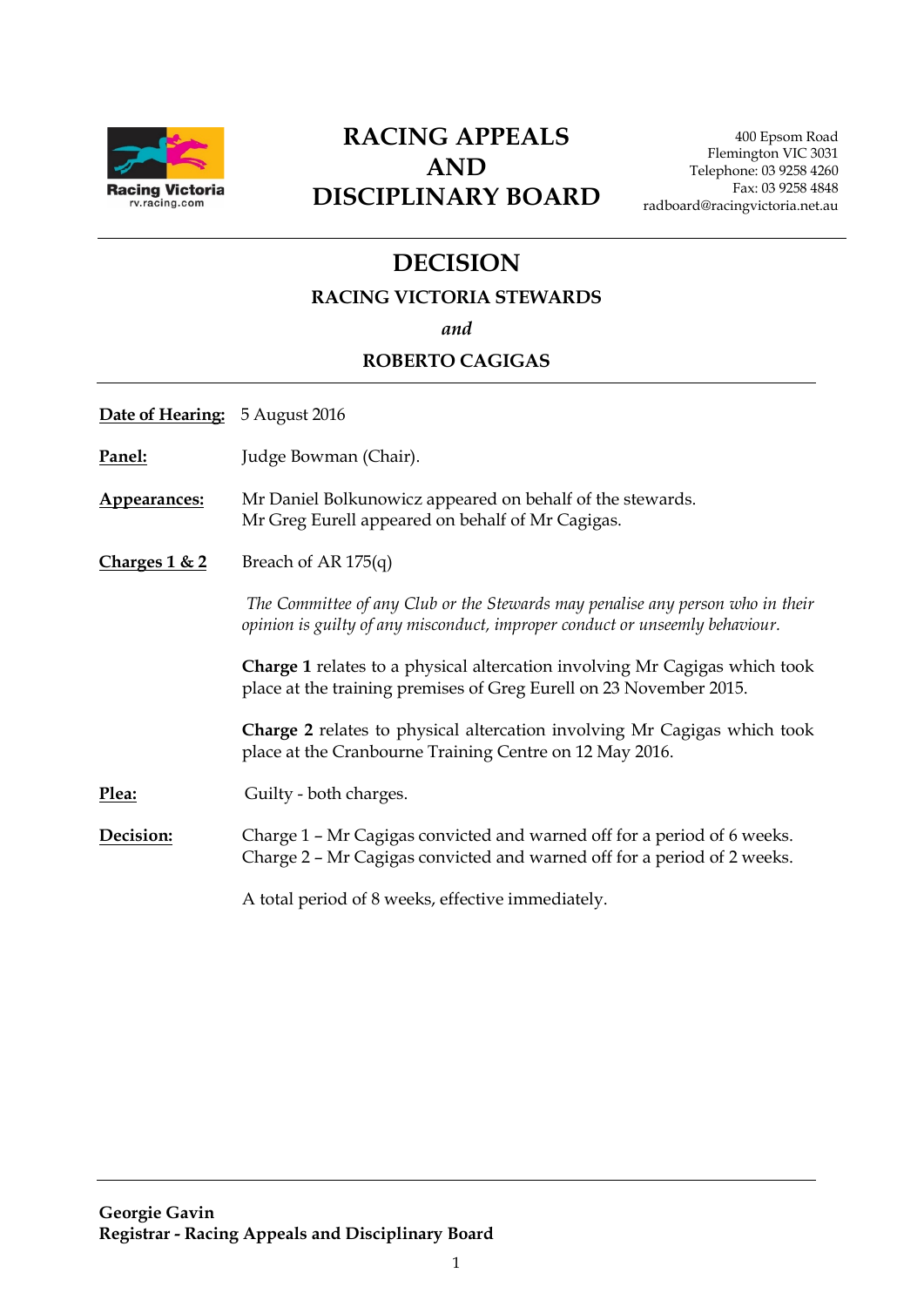Racing Victoria
rv.racing.com

# RACING APPEALS AND DISCIPLINARY BOARD

400 Epsom Road
Flemington VIC 3031
Telephone: 03 9258 4260
Fax: 03 9258 4848
radboard@racingvictoria.net.au

## DECISION

### RACING VICTORIA STEWARDS

*and*

### ROBERTO CAGIGAS

**Date of Hearing:** 5 August 2016

**Panel:** Judge Bowman (Chair).

**Appearances:** Mr Daniel Bolkunowicz appeared on behalf of the stewards.
Mr Greg Eurell appeared on behalf of Mr Cagigas.

**Charges 1 & 2** Breach of AR 175(q)

*The Committee of any Club or the Stewards may penalise any person who in their opinion is guilty of any misconduct, improper conduct or unseemly behaviour.*

**Charge 1** relates to a physical altercation involving Mr Cagigas which took place at the training premises of Greg Eurell on 23 November 2015.

**Charge 2** relates to physical altercation involving Mr Cagigas which took place at the Cranbourne Training Centre on 12 May 2016.

**Plea:** Guilty - both charges.

**Decision:** Charge 1 – Mr Cagigas convicted and warned off for a period of 6 weeks.
Charge 2 – Mr Cagigas convicted and warned off for a period of 2 weeks.

A total period of 8 weeks, effective immediately.

**Georgie Gavin**
**Registrar - Racing Appeals and Disciplinary Board**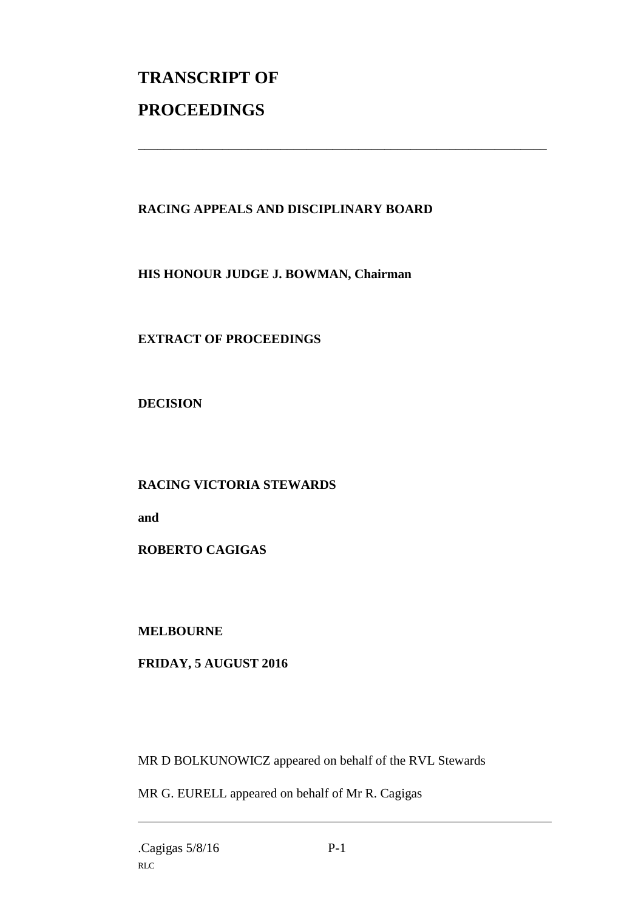# TRANSCRIPT OF PROCEEDINGS

---

**RACING APPEALS AND DISCIPLINARY BOARD**

**HIS HONOUR JUDGE J. BOWMAN, Chairman**

**EXTRACT OF PROCEEDINGS**

**DECISION**

**RACING VICTORIA STEWARDS**

**and**

**ROBERTO CAGIGAS**

**MELBOURNE**

**FRIDAY, 5 AUGUST 2016**

MR D BOLKUNOWICZ appeared on behalf of the RVL Stewards

MR G. EURELL appeared on behalf of Mr R. Cagigas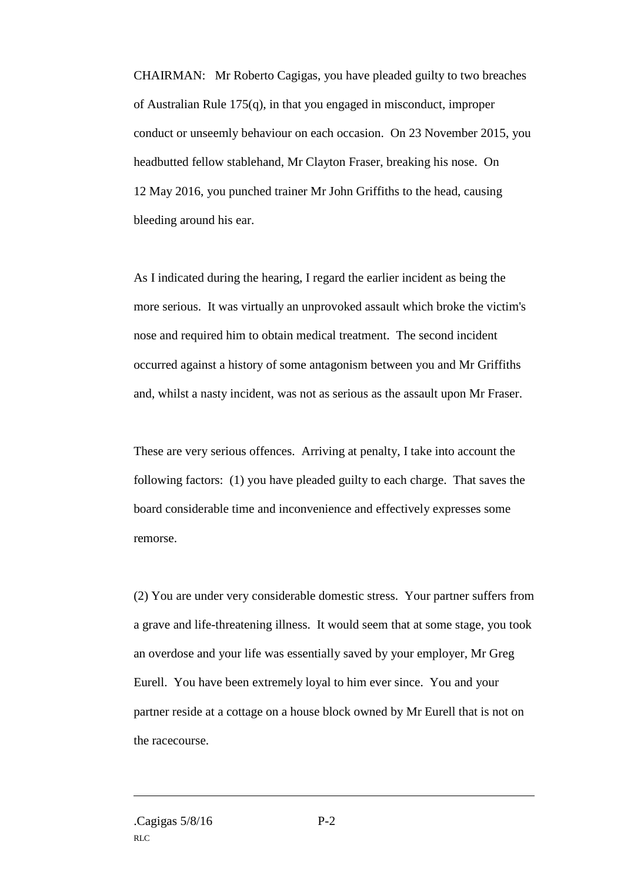CHAIRMAN: Mr Roberto Cagigas, you have pleaded guilty to two breaches of Australian Rule 175(q), in that you engaged in misconduct, improper conduct or unseemly behaviour on each occasion. On 23 November 2015, you headbutted fellow stablehand, Mr Clayton Fraser, breaking his nose. On 12 May 2016, you punched trainer Mr John Griffiths to the head, causing bleeding around his ear.

As I indicated during the hearing, I regard the earlier incident as being the more serious. It was virtually an unprovoked assault which broke the victim's nose and required him to obtain medical treatment. The second incident occurred against a history of some antagonism between you and Mr Griffiths and, whilst a nasty incident, was not as serious as the assault upon Mr Fraser.

These are very serious offences. Arriving at penalty, I take into account the following factors: (1) you have pleaded guilty to each charge. That saves the board considerable time and inconvenience and effectively expresses some remorse.

(2) You are under very considerable domestic stress. Your partner suffers from a grave and life-threatening illness. It would seem that at some stage, you took an overdose and your life was essentially saved by your employer, Mr Greg Eurell. You have been extremely loyal to him ever since. You and your partner reside at a cottage on a house block owned by Mr Eurell that is not on the racecourse.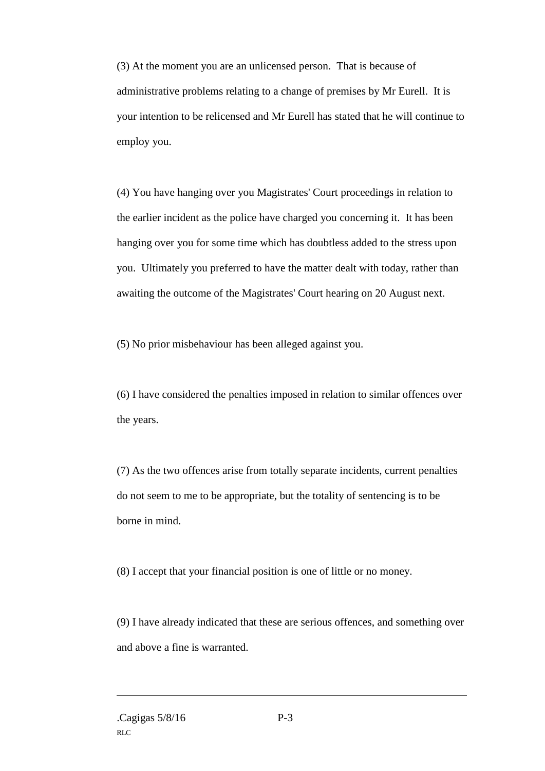(3) At the moment you are an unlicensed person. That is because of administrative problems relating to a change of premises by Mr Eurell. It is your intention to be relicensed and Mr Eurell has stated that he will continue to employ you.

(4) You have hanging over you Magistrates' Court proceedings in relation to the earlier incident as the police have charged you concerning it. It has been hanging over you for some time which has doubtless added to the stress upon you. Ultimately you preferred to have the matter dealt with today, rather than awaiting the outcome of the Magistrates' Court hearing on 20 August next.

(5) No prior misbehaviour has been alleged against you.

(6) I have considered the penalties imposed in relation to similar offences over the years.

(7) As the two offences arise from totally separate incidents, current penalties do not seem to me to be appropriate, but the totality of sentencing is to be borne in mind.

(8) I accept that your financial position is one of little or no money.

(9) I have already indicated that these are serious offences, and something over and above a fine is warranted.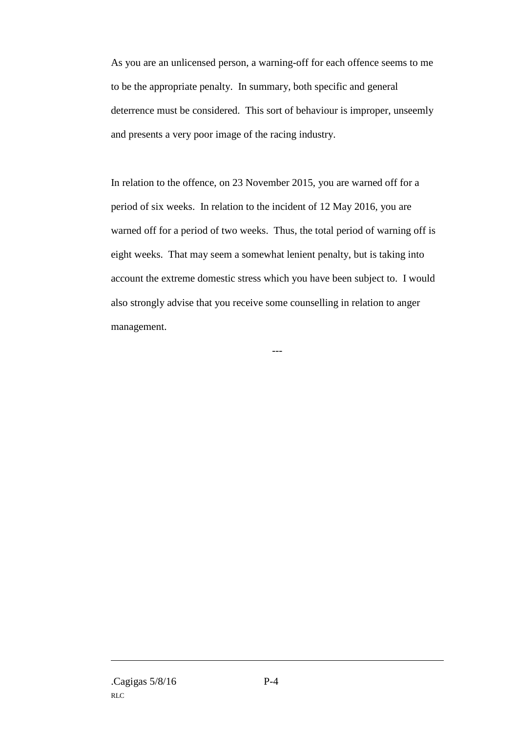As you are an unlicensed person, a warning-off for each offence seems to me to be the appropriate penalty. In summary, both specific and general deterrence must be considered. This sort of behaviour is improper, unseemly and presents a very poor image of the racing industry.

In relation to the offence, on 23 November 2015, you are warned off for a period of six weeks. In relation to the incident of 12 May 2016, you are warned off for a period of two weeks. Thus, the total period of warning off is eight weeks. That may seem a somewhat lenient penalty, but is taking into account the extreme domestic stress which you have been subject to. I would also strongly advise that you receive some counselling in relation to anger management.

---